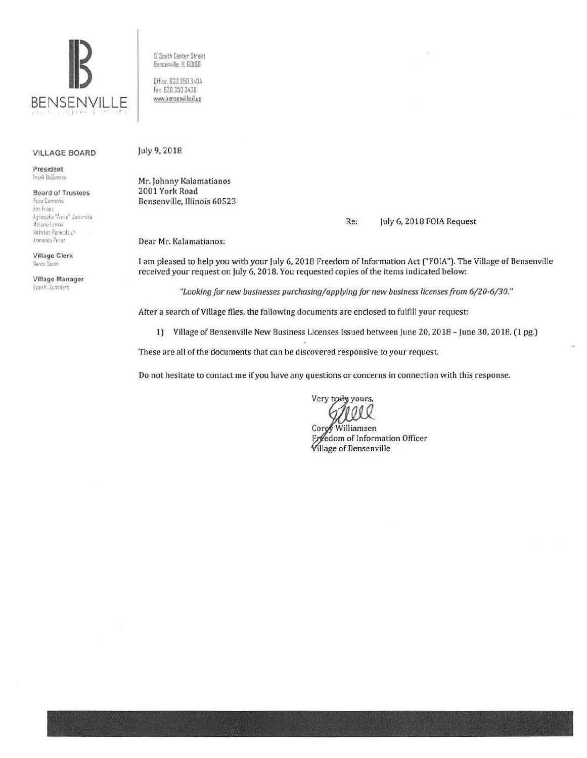# BENSENVILLE

12 South Center Street
Bensenville, IL 60106

Office: 630.350.3404
Fax: 630.350.3438
www.bensenville.il.us

**VILLAGE BOARD**

**President**
Frank DeSimone

**Board of Trustees**
Rosa Carmona
Ann Franz
Agnieszka "Annie" Jaworska
McLane Lomax
Nicholas Panicola Jr.
Armando Perez

**Village Clerk**
Nancy Quinn

**Village Manager**
Evan K. Summers

July 9, 2018

Mr. Johnny Kalamatianos
2001 York Road
Bensenville, Illinois 60523

Re: July 6, 2018 FOIA Request

Dear Mr. Kalamatianos:

I am pleased to help you with your July 6, 2018 Freedom of Information Act ("FOIA"). The Village of Bensenville received your request on July 6, 2018. You requested copies of the items indicated below:

*"Looking for new businesses purchasing/applying for new business licenses from 6/20-6/30."*

After a search of Village files, the following documents are enclosed to fulfill your request:

1) Village of Bensenville New Business Licenses Issued between June 20, 2018 – June 30, 2018. (1 pg.)

These are all of the documents that can be discovered responsive to your request.

Do not hesitate to contact me if you have any questions or concerns in connection with this response.

Very truly yours,

Corey Williamsen
Freedom of Information Officer
Village of Bensenville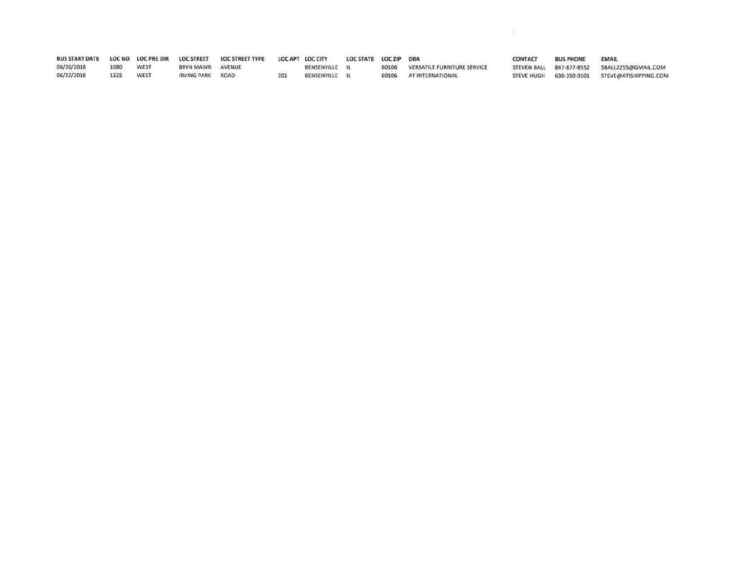| BUS START DATE | LOC NO | LOC PRE DIR | LOC STREET | LOC STREET TYPE | LOC APT | LOC CITY | LOC STATE | LOC ZIP | DBA | CONTACT | BUS PHONE | EMAIL |
|---|---|---|---|---|---|---|---|---|---|---|---|---|
| 06/20/2018 | 1080 | WEST | BRYN MAWR | AVENUE | | BENSENVILLE | IL | 60106 | VERSATILE FURNITURE SERVICE | STEVEN BALL | 847-877-8552 | SBALL2255@GMAIL.COM |
| 06/22/2018 | 1325 | WEST | IRVING PARK | ROAD | 201 | BENSENVILLE | IL | 60106 | AT INTERNATIONAL | STEVE HUGH | 630-350-0101 | STEVE@ATISHIPPING.COM |